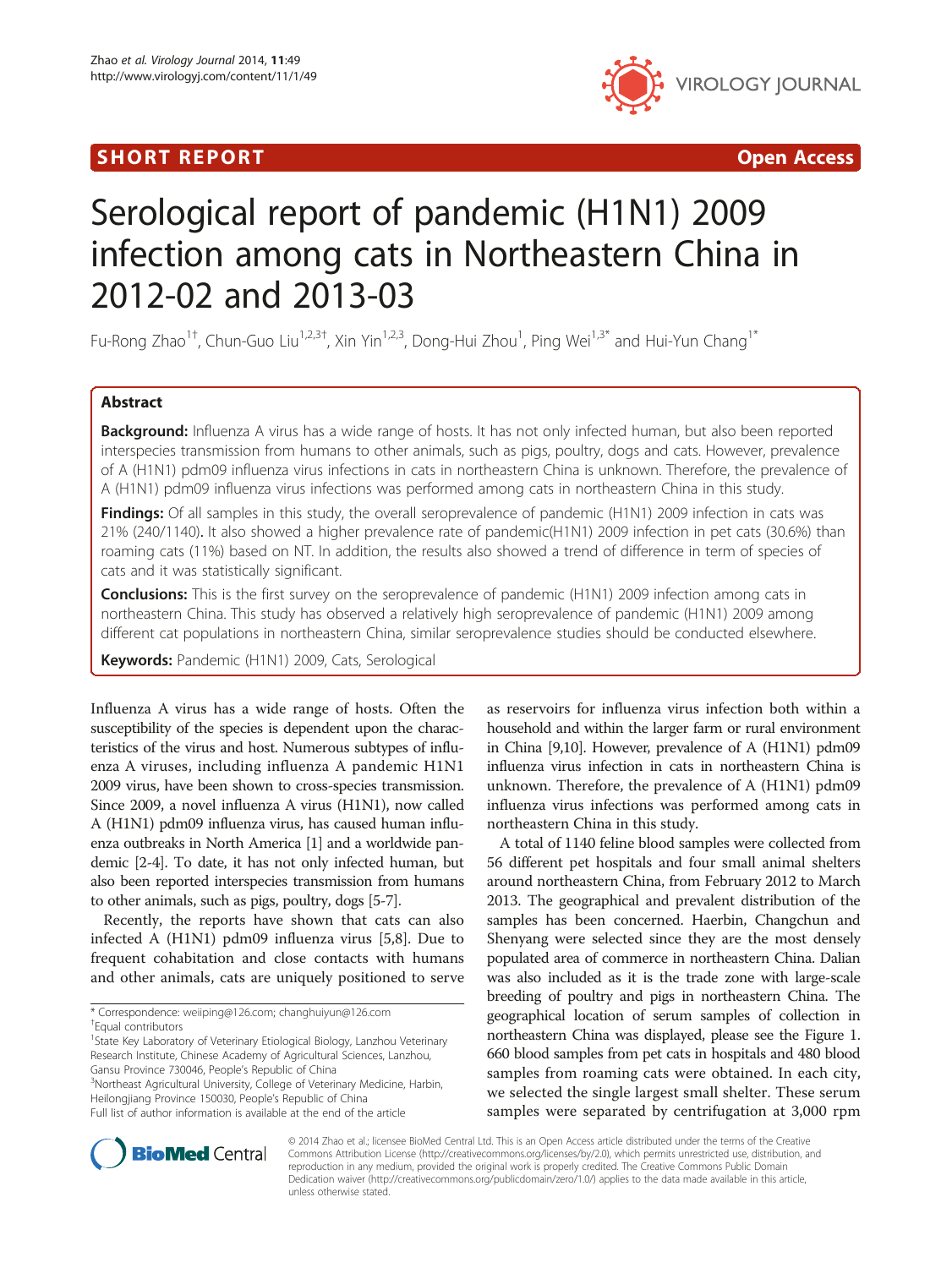# Serological report of pandemic (H1N1) 2009 infection among cats in Northeastern China in 2012-02 and 2013-03

Fu-Rong Zhao[1†], Chun-Guo Liu[1,2,3†], Xin Yin[1,2,3], Dong-Hui Zhou[1], Ping Wei[1,3*] and Hui-Yun Chang[1*]

## Abstract

**Background:** Influenza A virus has a wide range of hosts. It has not only infected human, but also been reported interspecies transmission from humans to other animals, such as pigs, poultry, dogs and cats. However, prevalence of A (H1N1) pdm09 influenza virus infections in cats in northeastern China is unknown. Therefore, the prevalence of A (H1N1) pdm09 influenza virus infections was performed among cats in northeastern China in this study.

**Findings:** Of all samples in this study, the overall seroprevalence of pandemic (H1N1) 2009 infection in cats was 21% (240/1140). It also showed a higher prevalence rate of pandemic(H1N1) 2009 infection in pet cats (30.6%) than roaming cats (11%) based on NT. In addition, the results also showed a trend of difference in term of species of cats and it was statistically significant.

**Conclusions:** This is the first survey on the seroprevalence of pandemic (H1N1) 2009 infection among cats in northeastern China. This study has observed a relatively high seroprevalence of pandemic (H1N1) 2009 among different cat populations in northeastern China, similar seroprevalence studies should be conducted elsewhere.

**Keywords:** Pandemic (H1N1) 2009, Cats, Serological

Influenza A virus has a wide range of hosts. Often the susceptibility of the species is dependent upon the characteristics of the virus and host. Numerous subtypes of influenza A viruses, including influenza A pandemic H1N1 2009 virus, have been shown to cross-species transmission. Since 2009, a novel influenza A virus (H1N1), now called A (H1N1) pdm09 influenza virus, has caused human influenza outbreaks in North America [1] and a worldwide pandemic [2-4]. To date, it has not only infected human, but also been reported interspecies transmission from humans to other animals, such as pigs, poultry, dogs [5-7].

Recently, the reports have shown that cats can also infected A (H1N1) pdm09 influenza virus [5,8]. Due to frequent cohabitation and close contacts with humans and other animals, cats are uniquely positioned to serve as reservoirs for influenza virus infection both within a household and within the larger farm or rural environment in China [9,10]. However, prevalence of A (H1N1) pdm09 influenza virus infection in cats in northeastern China is unknown. Therefore, the prevalence of A (H1N1) pdm09 influenza virus infections was performed among cats in northeastern China in this study.

A total of 1140 feline blood samples were collected from 56 different pet hospitals and four small animal shelters around northeastern China, from February 2012 to March 2013. The geographical and prevalent distribution of the samples has been concerned. Haerbin, Changchun and Shenyang were selected since they are the most densely populated area of commerce in northeastern China. Dalian was also included as it is the trade zone with large-scale breeding of poultry and pigs in northeastern China. The geographical location of serum samples of collection in northeastern China was displayed, please see the Figure 1. 660 blood samples from pet cats in hospitals and 480 blood samples from roaming cats were obtained. In each city, we selected the single largest small shelter. These serum samples were separated by centrifugation at 3,000 rpm

\* Correspondence: weiiping@126.com; changhuiyun@126.com
†Equal contributors
[1]State Key Laboratory of Veterinary Etiological Biology, Lanzhou Veterinary Research Institute, Chinese Academy of Agricultural Sciences, Lanzhou, Gansu Province 730046, People's Republic of China
[3]Northeast Agricultural University, College of Veterinary Medicine, Harbin, Heilongjiang Province 150030, People's Republic of China
Full list of author information is available at the end of the article

© 2014 Zhao et al.; licensee BioMed Central Ltd. This is an Open Access article distributed under the terms of the Creative Commons Attribution License (http://creativecommons.org/licenses/by/2.0), which permits unrestricted use, distribution, and reproduction in any medium, provided the original work is properly credited. The Creative Commons Public Domain Dedication waiver (http://creativecommons.org/publicdomain/zero/1.0/) applies to the data made available in this article, unless otherwise stated.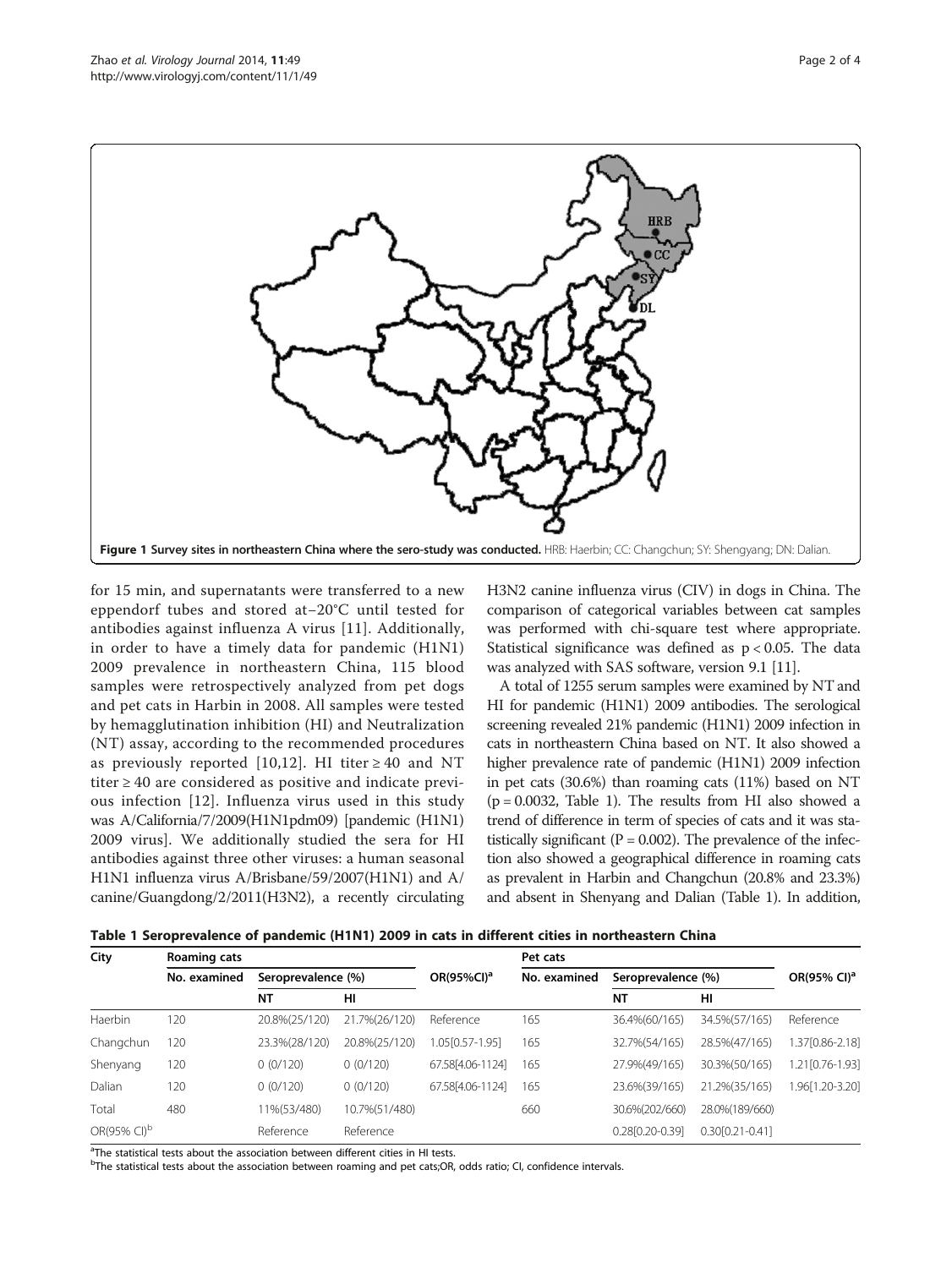Figure 1 Survey sites in northeastern China where the sero-study was conducted. HRB: Haerbin; CC: Changchun; SY: Shengyang; DN: Dalian.

for 15 min, and supernatants were transferred to a new eppendorf tubes and stored at−20°C until tested for antibodies against influenza A virus [11]. Additionally, in order to have a timely data for pandemic (H1N1) 2009 prevalence in northeastern China, 115 blood samples were retrospectively analyzed from pet dogs and pet cats in Harbin in 2008. All samples were tested by hemagglutination inhibition (HI) and Neutralization (NT) assay, according to the recommended procedures as previously reported [10,12]. HI titer ≥ 40 and NT titer ≥ 40 are considered as positive and indicate previous infection [12]. Influenza virus used in this study was A/California/7/2009(H1N1pdm09) [pandemic (H1N1) 2009 virus]. We additionally studied the sera for HI antibodies against three other viruses: a human seasonal H1N1 influenza virus A/Brisbane/59/2007(H1N1) and A/canine/Guangdong/2/2011(H3N2), a recently circulating H3N2 canine influenza virus (CIV) in dogs in China. The comparison of categorical variables between cat samples was performed with chi-square test where appropriate. Statistical significance was defined as $p < 0.05$. The data was analyzed with SAS software, version 9.1 [11].

A total of 1255 serum samples were examined by NT and HI for pandemic (H1N1) 2009 antibodies. The serological screening revealed 21% pandemic (H1N1) 2009 infection in cats in northeastern China based on NT. It also showed a higher prevalence rate of pandemic (H1N1) 2009 infection in pet cats (30.6%) than roaming cats (11%) based on NT ($p = 0.0032$, Table 1). The results from HI also showed a trend of difference in term of species of cats and it was statistically significant ($P = 0.002$). The prevalence of the infection also showed a geographical difference in roaming cats as prevalent in Harbin and Changchun (20.8% and 23.3%) and absent in Shenyang and Dalian (Table 1). In addition,

**Table 1 Seroprevalence of pandemic (H1N1) 2009 in cats in different cities in northeastern China**

| City | Roaming cats | | | | Pet cats | | | |
|---|---|---|---|---|---|---|---|---|
| | No. examined | Seroprevalence (%) | | OR(95%CI)[a] | No. examined | Seroprevalence (%) | | OR(95% CI)[a] |
| | | NT | HI | | | NT | HI | |
| Haerbin | 120 | 20.8%(25/120) | 21.7%(26/120) | Reference | 165 | 36.4%(60/165) | 34.5%(57/165) | Reference |
| Changchun | 120 | 23.3%(28/120) | 20.8%(25/120) | 1.05[0.57-1.95] | 165 | 32.7%(54/165) | 28.5%(47/165) | 1.37[0.86-2.18] |
| Shenyang | 120 | 0 (0/120) | 0 (0/120) | 67.58[4.06-1124] | 165 | 27.9%(49/165) | 30.3%(50/165) | 1.21[0.76-1.93] |
| Dalian | 120 | 0 (0/120) | 0 (0/120) | 67.58[4.06-1124] | 165 | 23.6%(39/165) | 21.2%(35/165) | 1.96[1.20-3.20] |
| Total | 480 | 11%(53/480) | 10.7%(51/480) | | 660 | 30.6%(202/660) | 28.0%(189/660) | |
| OR(95% CI)[b] | | Reference | Reference | | | 0.28[0.20-0.39] | 0.30[0.21-0.41] | |

[a]The statistical tests about the association between different cities in HI tests.
[b]The statistical tests about the association between roaming and pet cats;OR, odds ratio; CI, confidence intervals.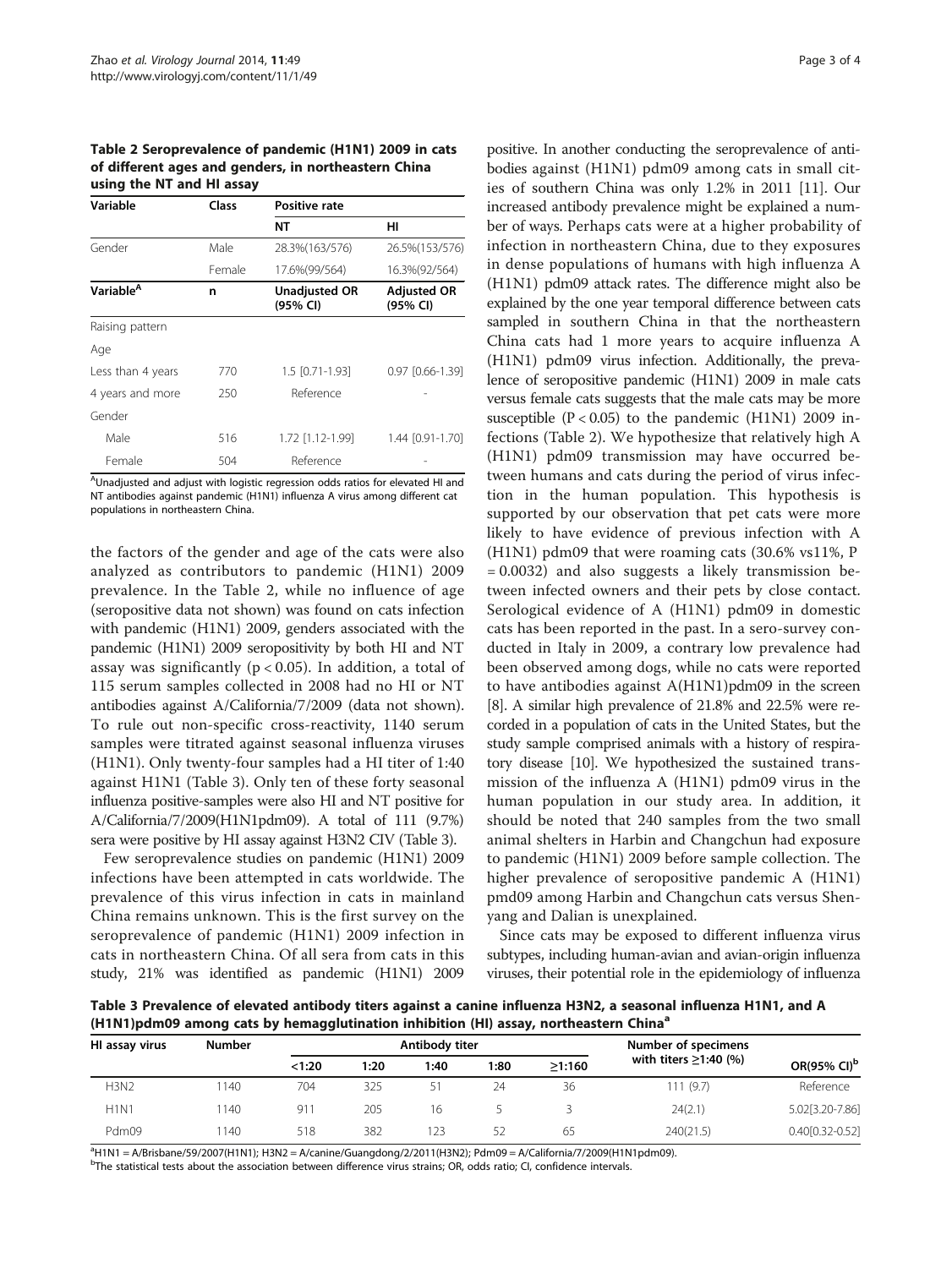**Table 2 Seroprevalence of pandemic (H1N1) 2009 in cats of different ages and genders, in northeastern China using the NT and HI assay**

| Variable | Class | Positive rate | |
|---|---|---|---|
| | | NT | HI |
| Gender | Male | 28.3%(163/576) | 26.5%(153/576) |
| | Female | 17.6%(99/564) | 16.3%(92/564) |
| **Variable[A]** | **n** | **Unadjusted OR (95% CI)** | **Adjusted OR (95% CI)** |
| Raising pattern | | | |
| Age | | | |
| Less than 4 years | 770 | 1.5 [0.71-1.93] | 0.97 [0.66-1.39] |
| 4 years and more | 250 | Reference | - |
| Gender | | | |
| Male | 516 | 1.72 [1.12-1.99] | 1.44 [0.91-1.70] |
| Female | 504 | Reference | - |

[A]Unadjusted and adjust with logistic regression odds ratios for elevated HI and NT antibodies against pandemic (H1N1) influenza A virus among different cat populations in northeastern China.

the factors of the gender and age of the cats were also analyzed as contributors to pandemic (H1N1) 2009 prevalence. In the Table 2, while no influence of age (seropositive data not shown) was found on cats infection with pandemic (H1N1) 2009, genders associated with the pandemic (H1N1) 2009 seropositivity by both HI and NT assay was significantly ($p < 0.05$). In addition, a total of 115 serum samples collected in 2008 had no HI or NT antibodies against A/California/7/2009 (data not shown). To rule out non-specific cross-reactivity, 1140 serum samples were titrated against seasonal influenza viruses (H1N1). Only twenty-four samples had a HI titer of 1:40 against H1N1 (Table 3). Only ten of these forty seasonal influenza positive-samples were also HI and NT positive for A/California/7/2009(H1N1pdm09). A total of 111 (9.7%) sera were positive by HI assay against H3N2 CIV (Table 3).

Few seroprevalence studies on pandemic (H1N1) 2009 infections have been attempted in cats worldwide. The prevalence of this virus infection in cats in mainland China remains unknown. This is the first survey on the seroprevalence of pandemic (H1N1) 2009 infection in cats in northeastern China. Of all sera from cats in this study, 21% was identified as pandemic (H1N1) 2009 positive. In another conducting the seroprevalence of antibodies against (H1N1) pdm09 among cats in small cities of southern China was only 1.2% in 2011 [11]. Our increased antibody prevalence might be explained a number of ways. Perhaps cats were at a higher probability of infection in northeastern China, due to they exposures in dense populations of humans with high influenza A (H1N1) pdm09 attack rates. The difference might also be explained by the one year temporal difference between cats sampled in southern China in that the northeastern China cats had 1 more years to acquire influenza A (H1N1) pdm09 virus infection. Additionally, the prevalence of seropositive pandemic (H1N1) 2009 in male cats versus female cats suggests that the male cats may be more susceptible ($P < 0.05$) to the pandemic (H1N1) 2009 infections (Table 2). We hypothesize that relatively high A (H1N1) pdm09 transmission may have occurred between humans and cats during the period of virus infection in the human population. This hypothesis is supported by our observation that pet cats were more likely to have evidence of previous infection with A (H1N1) pdm09 that were roaming cats (30.6% vs11%, $P = 0.0032$) and also suggests a likely transmission between infected owners and their pets by close contact. Serological evidence of A (H1N1) pdm09 in domestic cats has been reported in the past. In a sero-survey conducted in Italy in 2009, a contrary low prevalence had been observed among dogs, while no cats were reported to have antibodies against A(H1N1)pdm09 in the screen [8]. A similar high prevalence of 21.8% and 22.5% were recorded in a population of cats in the United States, but the study sample comprised animals with a history of respiratory disease [10]. We hypothesized the sustained transmission of the influenza A (H1N1) pdm09 virus in the human population in our study area. In addition, it should be noted that 240 samples from the two small animal shelters in Harbin and Changchun had exposure to pandemic (H1N1) 2009 before sample collection. The higher prevalence of seropositive pandemic A (H1N1) pmd09 among Harbin and Changchun cats versus Shenyang and Dalian is unexplained.

Since cats may be exposed to different influenza virus subtypes, including human-avian and avian-origin influenza viruses, their potential role in the epidemiology of influenza

**Table 3 Prevalence of elevated antibody titers against a canine influenza H3N2, a seasonal influenza H1N1, and A (H1N1)pdm09 among cats by hemagglutination inhibition (HI) assay, northeastern China[a]**

| HI assay virus | Number | Antibody titer | | | | | Number of specimens with titers ≥1:40 (%) | OR(95% CI)[b] |
|---|---|---|---|---|---|---|---|---|
| | | <1:20 | 1:20 | 1:40 | 1:80 | ≥1:160 | | |
| H3N2 | 1140 | 704 | 325 | 51 | 24 | 36 | 111 (9.7) | Reference |
| H1N1 | 1140 | 911 | 205 | 16 | 5 | 3 | 24(2.1) | 5.02[3.20-7.86] |
| Pdm09 | 1140 | 518 | 382 | 123 | 52 | 65 | 240(21.5) | 0.40[0.32-0.52] |

[a]H1N1 = A/Brisbane/59/2007(H1N1); H3N2 = A/canine/Guangdong/2/2011(H3N2); Pdm09 = A/California/7/2009(H1N1pdm09).
[b]The statistical tests about the association between difference virus strains; OR, odds ratio; CI, confidence intervals.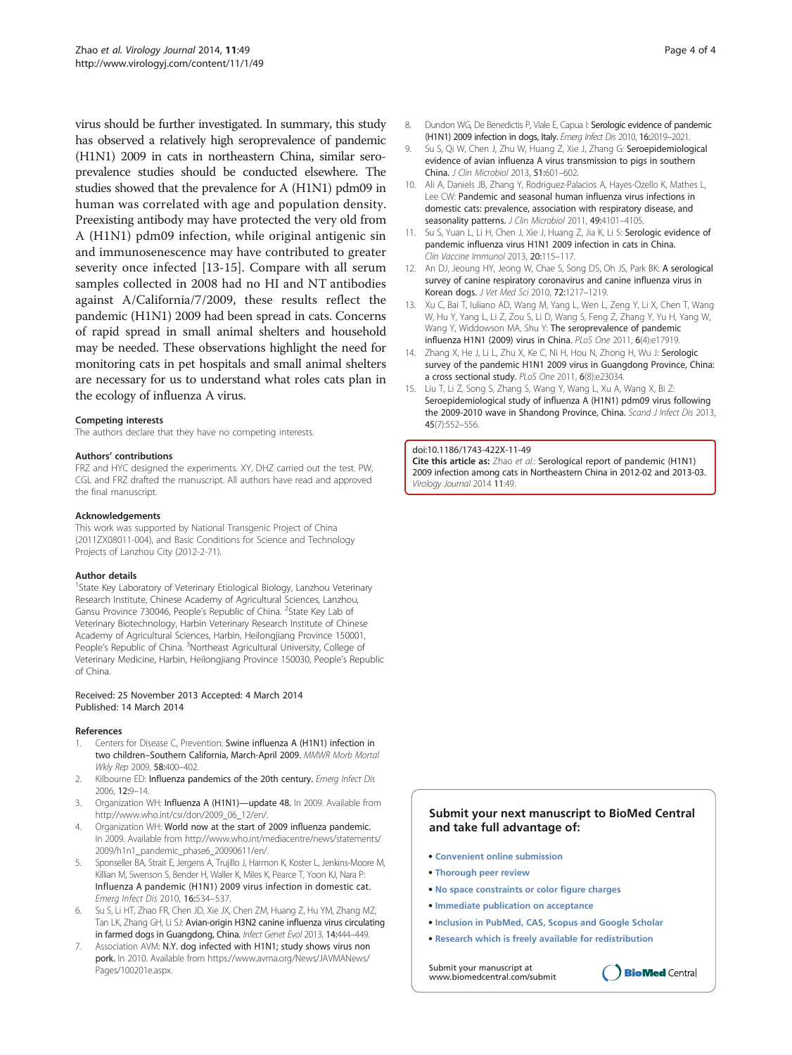virus should be further investigated. In summary, this study has observed a relatively high seroprevalence of pandemic (H1N1) 2009 in cats in northeastern China, similar seroprevalence studies should be conducted elsewhere. The studies showed that the prevalence for A (H1N1) pdm09 in human was correlated with age and population density. Preexisting antibody may have protected the very old from A (H1N1) pdm09 infection, while original antigenic sin and immunosenescence may have contributed to greater severity once infected [13-15]. Compare with all serum samples collected in 2008 had no HI and NT antibodies against A/California/7/2009, these results reflect the pandemic (H1N1) 2009 had been spread in cats. Concerns of rapid spread in small animal shelters and household may be needed. These observations highlight the need for monitoring cats in pet hospitals and small animal shelters are necessary for us to understand what roles cats plan in the ecology of influenza A virus.

#### Competing interests

The authors declare that they have no competing interests.

#### Authors' contributions

FRZ and HYC designed the experiments. XY, DHZ carried out the test. PW, CGL and FRZ drafted the manuscript. All authors have read and approved the final manuscript.

#### Acknowledgements

This work was supported by National Transgenic Project of China (2011ZX08011-004), and Basic Conditions for Science and Technology Projects of Lanzhou City (2012-2-71).

#### Author details

[1]State Key Laboratory of Veterinary Etiological Biology, Lanzhou Veterinary Research Institute, Chinese Academy of Agricultural Sciences, Lanzhou, Gansu Province 730046, People's Republic of China. [2]State Key Lab of Veterinary Biotechnology, Harbin Veterinary Research Institute of Chinese Academy of Agricultural Sciences, Harbin, Heilongjiang Province 150001, People's Republic of China. [3]Northeast Agricultural University, College of Veterinary Medicine, Harbin, Heilongjiang Province 150030, People's Republic of China.

Received: 25 November 2013 Accepted: 4 March 2014
Published: 14 March 2014

#### References

1. Centers for Disease C, Prevention: **Swine influenza A (H1N1) infection in two children–Southern California, March-April 2009.** *MMWR Morb Mortal Wkly Rep* 2009, **58:**400–402.
2. Kilbourne ED: **Influenza pandemics of the 20th century.** *Emerg Infect Dis* 2006, **12:**9–14.
3. Organization WH: **Influenza A (H1N1)—update 48.** In 2009. Available from http://www.who.int/csr/don/2009_06_12/en/.
4. Organization WH: **World now at the start of 2009 influenza pandemic.** In 2009. Available from http://www.who.int/mediacentre/news/statements/2009/h1n1_pandemic_phase6_20090611/en/.
5. Sponseller BA, Strait E, Jergens A, Trujillo J, Harmon K, Koster L, Jenkins-Moore M, Killian M, Swenson S, Bender H, Waller K, Miles K, Pearce T, Yoon KJ, Nara P: **Influenza A pandemic (H1N1) 2009 virus infection in domestic cat.** *Emerg Infect Dis* 2010, **16:**534–537.
6. Su S, Li HT, Zhao FR, Chen JD, Xie JX, Chen ZM, Huang Z, Hu YM, Zhang MZ, Tan LK, Zhang GH, Li SJ: **Avian-origin H3N2 canine influenza virus circulating in farmed dogs in Guangdong, China.** *Infect Genet Evol* 2013, **14:**444–449.
7. Association AVM: **N.Y. dog infected with H1N1; study shows virus non pork.** In 2010. Available from https://www.avma.org/News/JAVMANews/Pages/100201e.aspx.
8. Dundon WG, De Benedictis P, Viale E, Capua I: **Serologic evidence of pandemic (H1N1) 2009 infection in dogs, Italy.** *Emerg Infect Dis* 2010, **16:**2019–2021.
9. Su S, Qi W, Chen J, Zhu W, Huang Z, Xie J, Zhang G: **Seroepidemiological evidence of avian influenza A virus transmission to pigs in southern China.** *J Clin Microbiol* 2013, **51:**601–602.
10. Ali A, Daniels JB, Zhang Y, Rodriguez-Palacios A, Hayes-Ozello K, Mathes L, Lee CW: **Pandemic and seasonal human influenza virus infections in domestic cats: prevalence, association with respiratory disease, and seasonality patterns.** *J Clin Microbiol* 2011, **49:**4101–4105.
11. Su S, Yuan L, Li H, Chen J, Xie J, Huang Z, Jia K, Li S: **Serologic evidence of pandemic influenza virus H1N1 2009 infection in cats in China.** *Clin Vaccine Immunol* 2013, **20:**115–117.
12. An DJ, Jeoung HY, Jeong W, Chae S, Song DS, Oh JS, Park BK: **A serological survey of canine respiratory coronavirus and canine influenza virus in Korean dogs.** *J Vet Med Sci* 2010, **72:**1217–1219.
13. Xu C, Bai T, Iuliano AD, Wang M, Yang L, Wen L, Zeng Y, Li X, Chen T, Wang W, Hu Y, Yang L, Li Z, Zou S, Li D, Wang S, Feng Z, Zhang Y, Yu H, Yang W, Wang Y, Widdowson MA, Shu Y: **The seroprevalence of pandemic influenza H1N1 (2009) virus in China.** *PLoS One* 2011, **6**(4):e17919.
14. Zhang X, He J, Li L, Zhu X, Ke C, Ni H, Hou N, Zhong H, Wu J: **Serologic survey of the pandemic H1N1 2009 virus in Guangdong Province, China: a cross sectional study.** *PLoS One* 2011, **6**(8):e23034.
15. Liu T, Li Z, Song S, Zhang S, Wang Y, Wang L, Xu A, Wang X, Bi Z: **Seroepidemiological study of influenza A (H1N1) pdm09 virus following the 2009-2010 wave in Shandong Province, China.** *Scand J Infect Dis* 2013, **45**(7):552–556.

doi:10.1186/1743-422X-11-49
**Cite this article as:** Zhao *et al.*: Serological report of pandemic (H1N1) 2009 infection among cats in Northeastern China in 2012-02 and 2013-03. *Virology Journal* 2014 **11**:49.

**Submit your next manuscript to BioMed Central and take full advantage of:**

- **Convenient online submission**
- **Thorough peer review**
- **No space constraints or color figure charges**
- **Immediate publication on acceptance**
- **Inclusion in PubMed, CAS, Scopus and Google Scholar**
- **Research which is freely available for redistribution**

Submit your manuscript at
www.biomedcentral.com/submit

BioMed Central